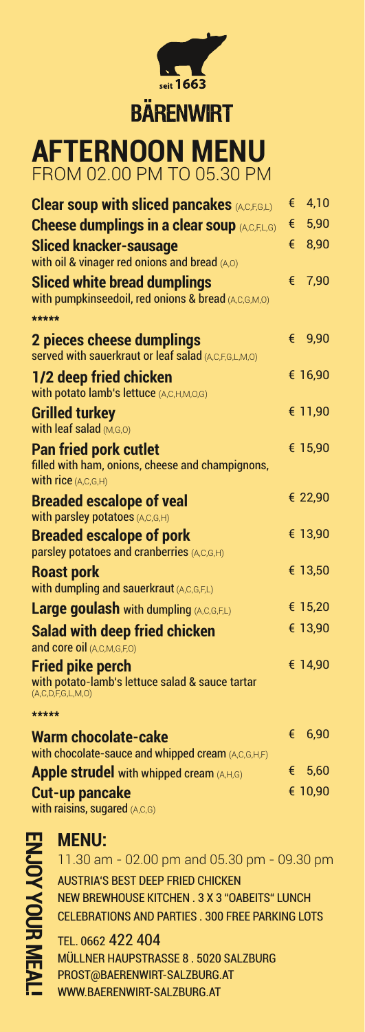seit 1663

# BÄRENWIRT

## AFTERNOON MENU

FROM 02.00 PM TO 05.30 PM

| Dish | Price |
|---|---|
| **Clear soup with sliced pancakes** (A,C,F,G,L) | € 4,10 |
| **Cheese dumplings in a clear soup** (A,C,F,L,G) | € 5,90 |
| **Sliced knacker-sausage** with oil & vinager red onions and bread (A,O) | € 8,90 |
| **Sliced white bread dumplings** with pumpkinseedoil, red onions & bread (A,C,G,M,O) | € 7,90 |

*****

| Dish | Price |
|---|---|
| **2 pieces cheese dumplings** served with sauerkraut or leaf salad (A,C,F,G,L,M,O) | € 9,90 |
| **1/2 deep fried chicken** with potato lamb's lettuce (A,C,H,M,O,G) | € 16,90 |
| **Grilled turkey** with leaf salad (M,G,O) | € 11,90 |
| **Pan fried pork cutlet** filled with ham, onions, cheese and champignons, with rice (A,C,G,H) | € 15,90 |
| **Breaded escalope of veal** with parsley potatoes (A,C,G,H) | € 22,90 |
| **Breaded escalope of pork** parsley potatoes and cranberries (A,C,G,H) | € 13,90 |
| **Roast pork** with dumpling and sauerkraut (A,C,G,F,L) | € 13,50 |
| **Large goulash** with dumpling (A,C,G,F,L) | € 15,20 |
| **Salad with deep fried chicken** and core oil (A,C,M,G,F,O) | € 13,90 |
| **Fried pike perch** with potato-lamb's lettuce salad & sauce tartar (A,C,D,F,G,L,M,O) | € 14,90 |

*****

| Dish | Price |
|---|---|
| **Warm chocolate-cake** with chocolate-sauce and whipped cream (A,C,G,H,F) | € 6,90 |
| **Apple strudel** with whipped cream (A,H,G) | € 5,60 |
| **Cut-up pancake** with raisins, sugared (A,C,G) | € 10,90 |

ENJOY YOUR MEAL!

## MENU:

11.30 am - 02.00 pm and 05.30 pm - 09.30 pm

AUSTRIA'S BEST DEEP FRIED CHICKEN
NEW BREWHOUSE KITCHEN . 3 X 3 "OABEITS" LUNCH
CELEBRATIONS AND PARTIES . 300 FREE PARKING LOTS

TEL. 0662 422 404
MÜLLNER HAUPTSTRASSE 8 . 5020 SALZBURG
PROST@BAERENWIRT-SALZBURG.AT
WWW.BAERENWIRT-SALZBURG.AT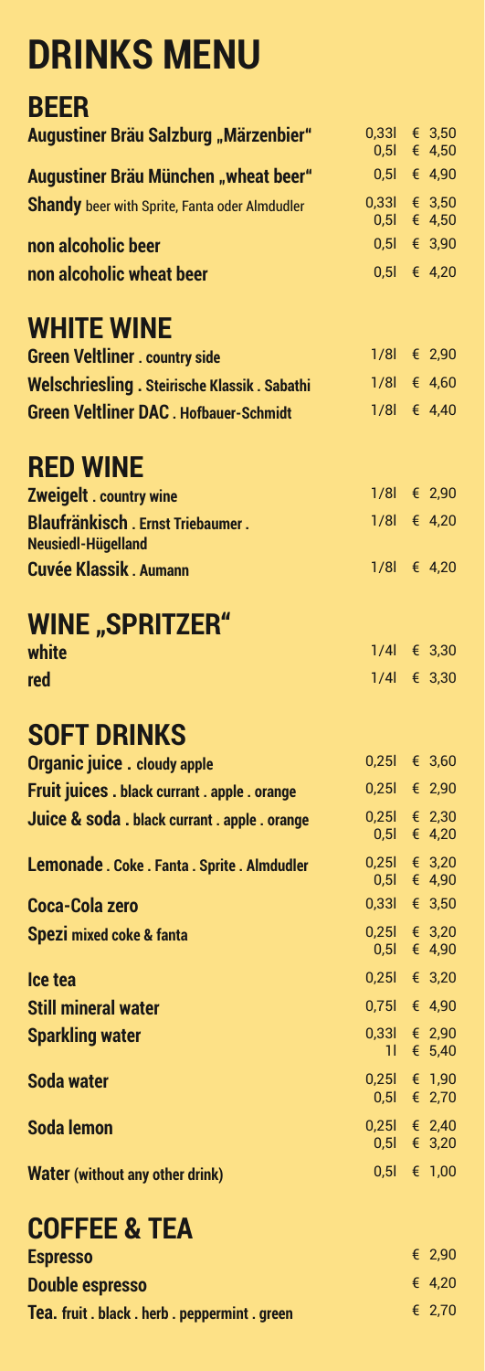# DRINKS MENU

## BEER

| | | |
|---|---|---|
| **Augustiner Bräu Salzburg „Märzenbier“** | 0,33l<br>0,5l | € 3,50<br>€ 4,50 |
| **Augustiner Bräu München „wheat beer“** | 0,5l | € 4,90 |
| **Shandy** beer with Sprite, Fanta oder Almdudler | 0,33l<br>0,5l | € 3,50<br>€ 4,50 |
| **non alcoholic beer** | 0,5l | € 3,90 |
| **non alcoholic wheat beer** | 0,5l | € 4,20 |

## WHITE WINE

| | | |
|---|---|---|
| **Green Veltliner . country side** | 1/8l | € 2,90 |
| **Welschriesling . Steirische Klassik . Sabathi** | 1/8l | € 4,60 |
| **Green Veltliner DAC . Hofbauer-Schmidt** | 1/8l | € 4,40 |

## RED WINE

| | | |
|---|---|---|
| **Zweigelt . country wine** | 1/8l | € 2,90 |
| **Blaufränkisch . Ernst Triebaumer . Neusiedl-Hügelland** | 1/8l | € 4,20 |
| **Cuvée Klassik . Aumann** | 1/8l | € 4,20 |

## WINE „SPRITZER“

| | | |
|---|---|---|
| **white** | 1/4l | € 3,30 |
| **red** | 1/4l | € 3,30 |

## SOFT DRINKS

| | | |
|---|---|---|
| **Organic juice . cloudy apple** | 0,25l | € 3,60 |
| **Fruit juices . black currant . apple . orange** | 0,25l | € 2,90 |
| **Juice & soda . black currant . apple . orange** | 0,25l<br>0,5l | € 2,30<br>€ 4,20 |
| **Lemonade . Coke . Fanta . Sprite . Almdudler** | 0,25l<br>0,5l | € 3,20<br>€ 4,90 |
| **Coca-Cola zero** | 0,33l | € 3,50 |
| **Spezi** mixed coke & fanta | 0,25l<br>0,5l | € 3,20<br>€ 4,90 |
| **Ice tea** | 0,25l | € 3,20 |
| **Still mineral water** | 0,75l | € 4,90 |
| **Sparkling water** | 0,33l<br>1l | € 2,90<br>€ 5,40 |
| **Soda water** | 0,25l<br>0,5l | € 1,90<br>€ 2,70 |
| **Soda lemon** | 0,25l<br>0,5l | € 2,40<br>€ 3,20 |
| **Water** (without any other drink) | 0,5l | € 1,00 |

## COFFEE & TEA

| | |
|---|---|
| **Espresso** | € 2,90 |
| **Double espresso** | € 4,20 |
| **Tea. fruit . black . herb . peppermint . green** | € 2,70 |